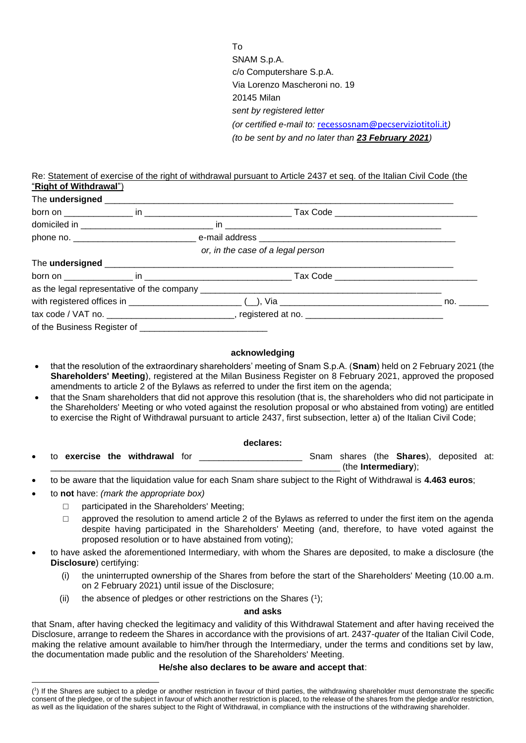To
SNAM S.p.A.
c/o Computershare S.p.A.
Via Lorenzo Mascheroni no. 19
20145 Milan
*sent by registered letter*
*(or certified e-mail to:* recessosnam@pecserviziotitoli.it*)*
*(to be sent by and no later than* ***23 February 2021****)*

Re: Statement of exercise of the right of withdrawal pursuant to Article 2437 et seq. of the Italian Civil Code (the "**Right of Withdrawal**")

The **undersigned** ___________________________________________________________________________
born on ______________ in ______________________________ Tax Code ____________________________
domiciled in __________________________ in ______________________________________________
phone no. ________________________ e-mail address ______________________________________

*or, in the case of a legal person*

The **undersigned** ___________________________________________________________________________
born on ______________ in ______________________________ Tax Code ____________________________
as the legal representative of the company ______________________________________________________
with registered offices in ______________________ (__), Via _________________________________ no. ______
tax code / VAT no. _________________________, registered at no. ____________________________
of the Business Register of _________________________

**acknowledging**

- that the resolution of the extraordinary shareholders' meeting of Snam S.p.A. (**Snam**) held on 2 February 2021 (the **Shareholders' Meeting**), registered at the Milan Business Register on 8 February 2021, approved the proposed amendments to article 2 of the Bylaws as referred to under the first item on the agenda;
- that the Snam shareholders that did not approve this resolution (that is, the shareholders who did not participate in the Shareholders' Meeting or who voted against the resolution proposal or who abstained from voting) are entitled to exercise the Right of Withdrawal pursuant to article 2437, first subsection, letter a) of the Italian Civil Code;

**declares:**

- to **exercise the withdrawal** for ____________________ Snam shares (the **Shares**), deposited at: ___________________________________________________________ (the **Intermediary**);
- to be aware that the liquidation value for each Snam share subject to the Right of Withdrawal is **4.463 euros**;
- to **not** have: *(mark the appropriate box)*
  - □ participated in the Shareholders' Meeting;
  - □ approved the resolution to amend article 2 of the Bylaws as referred to under the first item on the agenda despite having participated in the Shareholders' Meeting (and, therefore, to have voted against the proposed resolution or to have abstained from voting);
- to have asked the aforementioned Intermediary, with whom the Shares are deposited, to make a disclosure (the **Disclosure**) certifying:
  - (i) the uninterrupted ownership of the Shares from before the start of the Shareholders' Meeting (10.00 a.m. on 2 February 2021) until issue of the Disclosure;
  - (ii) the absence of pledges or other restrictions on the Shares ([1]);

**and asks**

that Snam, after having checked the legitimacy and validity of this Withdrawal Statement and after having received the Disclosure, arrange to redeem the Shares in accordance with the provisions of art. 2437-*quater* of the Italian Civil Code, making the relative amount available to him/her through the Intermediary, under the terms and conditions set by law, the documentation made public and the resolution of the Shareholders' Meeting.

**He/she also declares to be aware and accept that**:

([1]) If the Shares are subject to a pledge or another restriction in favour of third parties, the withdrawing shareholder must demonstrate the specific consent of the pledgee, or of the subject in favour of which another restriction is placed, to the release of the shares from the pledge and/or restriction, as well as the liquidation of the shares subject to the Right of Withdrawal, in compliance with the instructions of the withdrawing shareholder.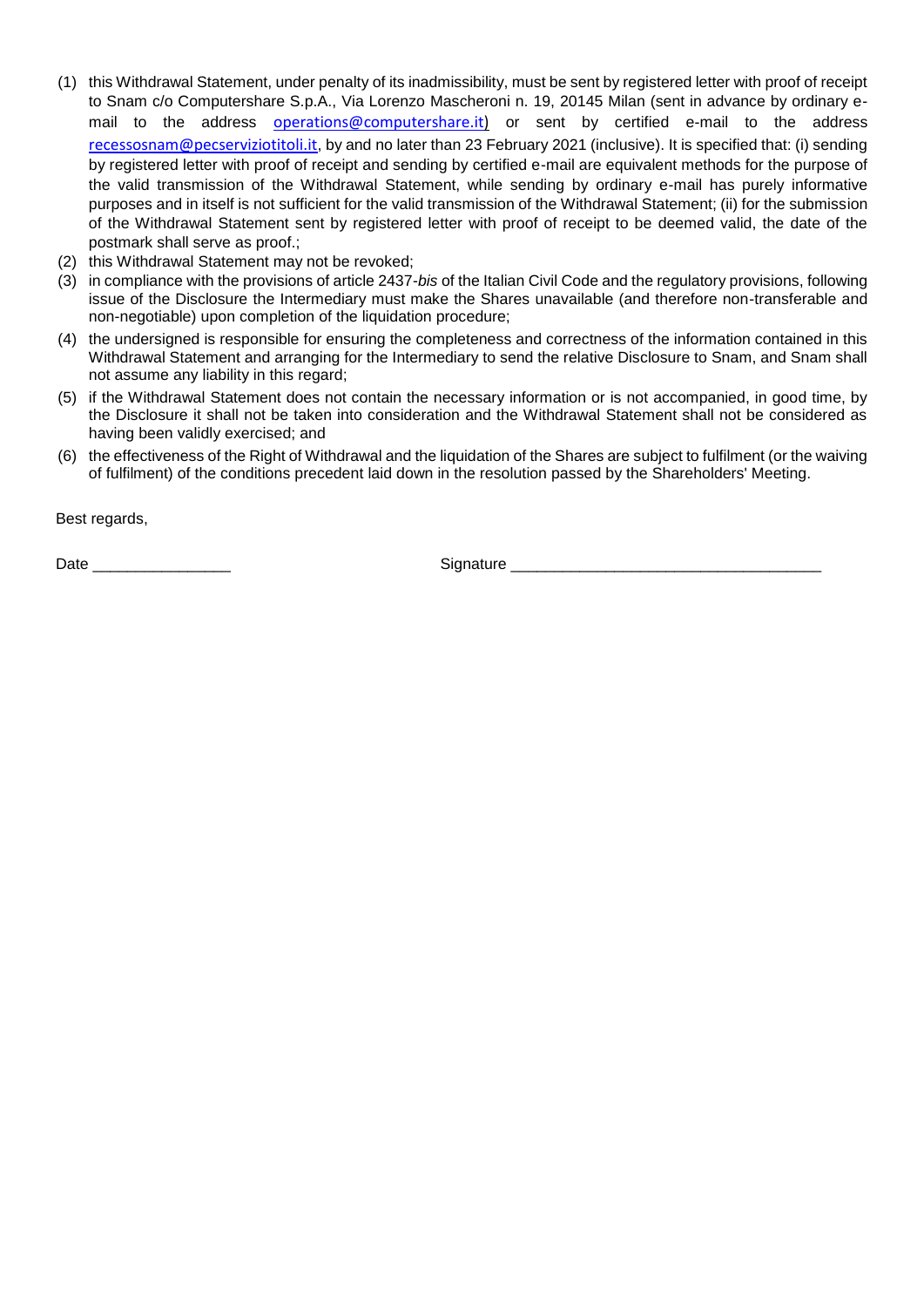(1) this Withdrawal Statement, under penalty of its inadmissibility, must be sent by registered letter with proof of receipt to Snam c/o Computershare S.p.A., Via Lorenzo Mascheroni n. 19, 20145 Milan (sent in advance by ordinary e-mail to the address operations@computershare.it) or sent by certified e-mail to the address recessosnam@pecserviziotitoli.it, by and no later than 23 February 2021 (inclusive). It is specified that: (i) sending by registered letter with proof of receipt and sending by certified e-mail are equivalent methods for the purpose of the valid transmission of the Withdrawal Statement, while sending by ordinary e-mail has purely informative purposes and in itself is not sufficient for the valid transmission of the Withdrawal Statement; (ii) for the submission of the Withdrawal Statement sent by registered letter with proof of receipt to be deemed valid, the date of the postmark shall serve as proof.;

(2) this Withdrawal Statement may not be revoked;

(3) in compliance with the provisions of article 2437-*bis* of the Italian Civil Code and the regulatory provisions, following issue of the Disclosure the Intermediary must make the Shares unavailable (and therefore non-transferable and non-negotiable) upon completion of the liquidation procedure;

(4) the undersigned is responsible for ensuring the completeness and correctness of the information contained in this Withdrawal Statement and arranging for the Intermediary to send the relative Disclosure to Snam, and Snam shall not assume any liability in this regard;

(5) if the Withdrawal Statement does not contain the necessary information or is not accompanied, in good time, by the Disclosure it shall not be taken into consideration and the Withdrawal Statement shall not be considered as having been validly exercised; and

(6) the effectiveness of the Right of Withdrawal and the liquidation of the Shares are subject to fulfilment (or the waiving of fulfilment) of the conditions precedent laid down in the resolution passed by the Shareholders' Meeting.

Best regards,

Date ________________ Signature ___________________________________